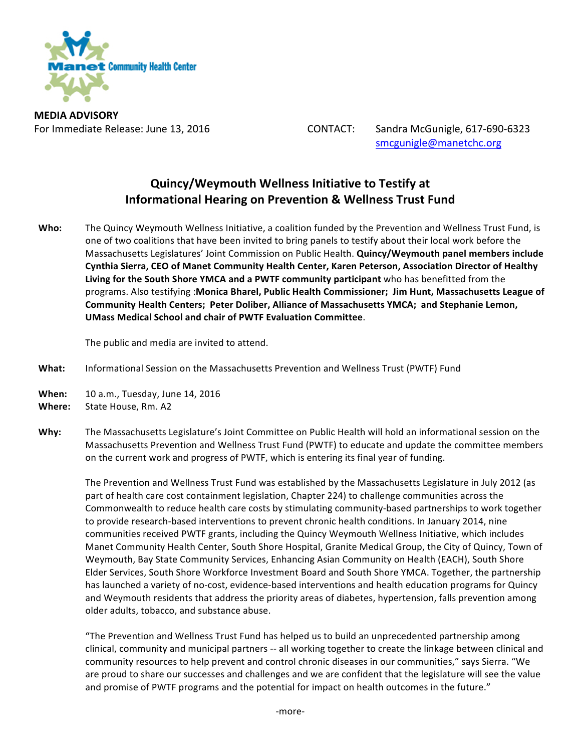Manet Community Health Center

**MEDIA ADVISORY**
For Immediate Release: June 13, 2016

CONTACT: Sandra McGunigle, 617-690-6323
smcgunigle@manetchc.org

# Quincy/Weymouth Wellness Initiative to Testify at Informational Hearing on Prevention & Wellness Trust Fund

**Who:** The Quincy Weymouth Wellness Initiative, a coalition funded by the Prevention and Wellness Trust Fund, is one of two coalitions that have been invited to bring panels to testify about their local work before the Massachusetts Legislatures' Joint Commission on Public Health. **Quincy/Weymouth panel members include Cynthia Sierra, CEO of Manet Community Health Center, Karen Peterson, Association Director of Healthy Living for the South Shore YMCA and a PWTF community participant** who has benefitted from the programs. Also testifying :**Monica Bharel, Public Health Commissioner; Jim Hunt, Massachusetts League of Community Health Centers; Peter Doliber, Alliance of Massachusetts YMCA; and Stephanie Lemon, UMass Medical School and chair of PWTF Evaluation Committee**.

The public and media are invited to attend.

**What:** Informational Session on the Massachusetts Prevention and Wellness Trust (PWTF) Fund

**When:** 10 a.m., Tuesday, June 14, 2016

**Where:** State House, Rm. A2

**Why:** The Massachusetts Legislature's Joint Committee on Public Health will hold an informational session on the Massachusetts Prevention and Wellness Trust Fund (PWTF) to educate and update the committee members on the current work and progress of PWTF, which is entering its final year of funding.

The Prevention and Wellness Trust Fund was established by the Massachusetts Legislature in July 2012 (as part of health care cost containment legislation, Chapter 224) to challenge communities across the Commonwealth to reduce health care costs by stimulating community-based partnerships to work together to provide research-based interventions to prevent chronic health conditions. In January 2014, nine communities received PWTF grants, including the Quincy Weymouth Wellness Initiative, which includes Manet Community Health Center, South Shore Hospital, Granite Medical Group, the City of Quincy, Town of Weymouth, Bay State Community Services, Enhancing Asian Community on Health (EACH), South Shore Elder Services, South Shore Workforce Investment Board and South Shore YMCA. Together, the partnership has launched a variety of no-cost, evidence-based interventions and health education programs for Quincy and Weymouth residents that address the priority areas of diabetes, hypertension, falls prevention among older adults, tobacco, and substance abuse.

"The Prevention and Wellness Trust Fund has helped us to build an unprecedented partnership among clinical, community and municipal partners -- all working together to create the linkage between clinical and community resources to help prevent and control chronic diseases in our communities," says Sierra. "We are proud to share our successes and challenges and we are confident that the legislature will see the value and promise of PWTF programs and the potential for impact on health outcomes in the future."

-more-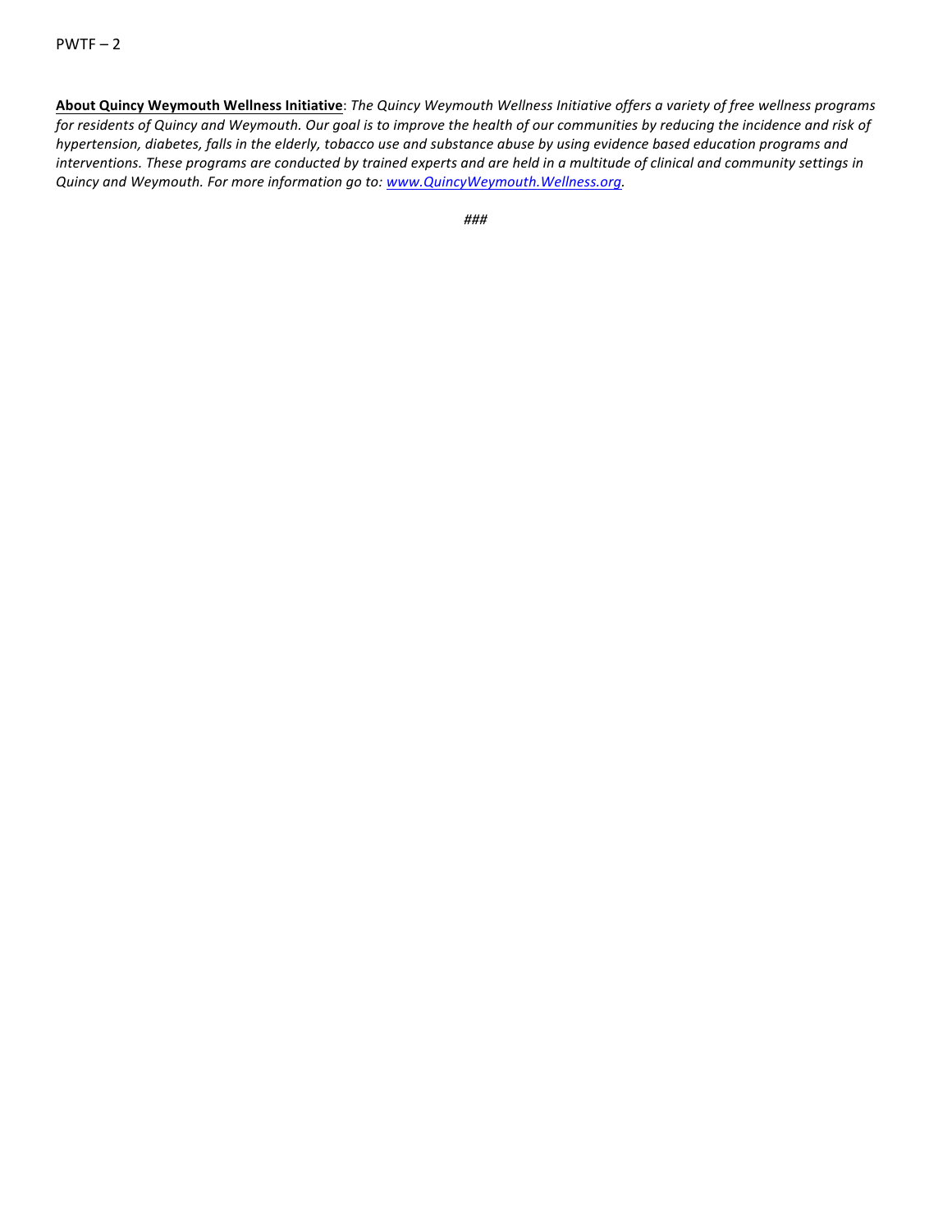**About Quincy Weymouth Wellness Initiative**: *The Quincy Weymouth Wellness Initiative offers a variety of free wellness programs for residents of Quincy and Weymouth. Our goal is to improve the health of our communities by reducing the incidence and risk of hypertension, diabetes, falls in the elderly, tobacco use and substance abuse by using evidence based education programs and interventions. These programs are conducted by trained experts and are held in a multitude of clinical and community settings in Quincy and Weymouth. For more information go to: www.QuincyWeymouth.Wellness.org.*

###